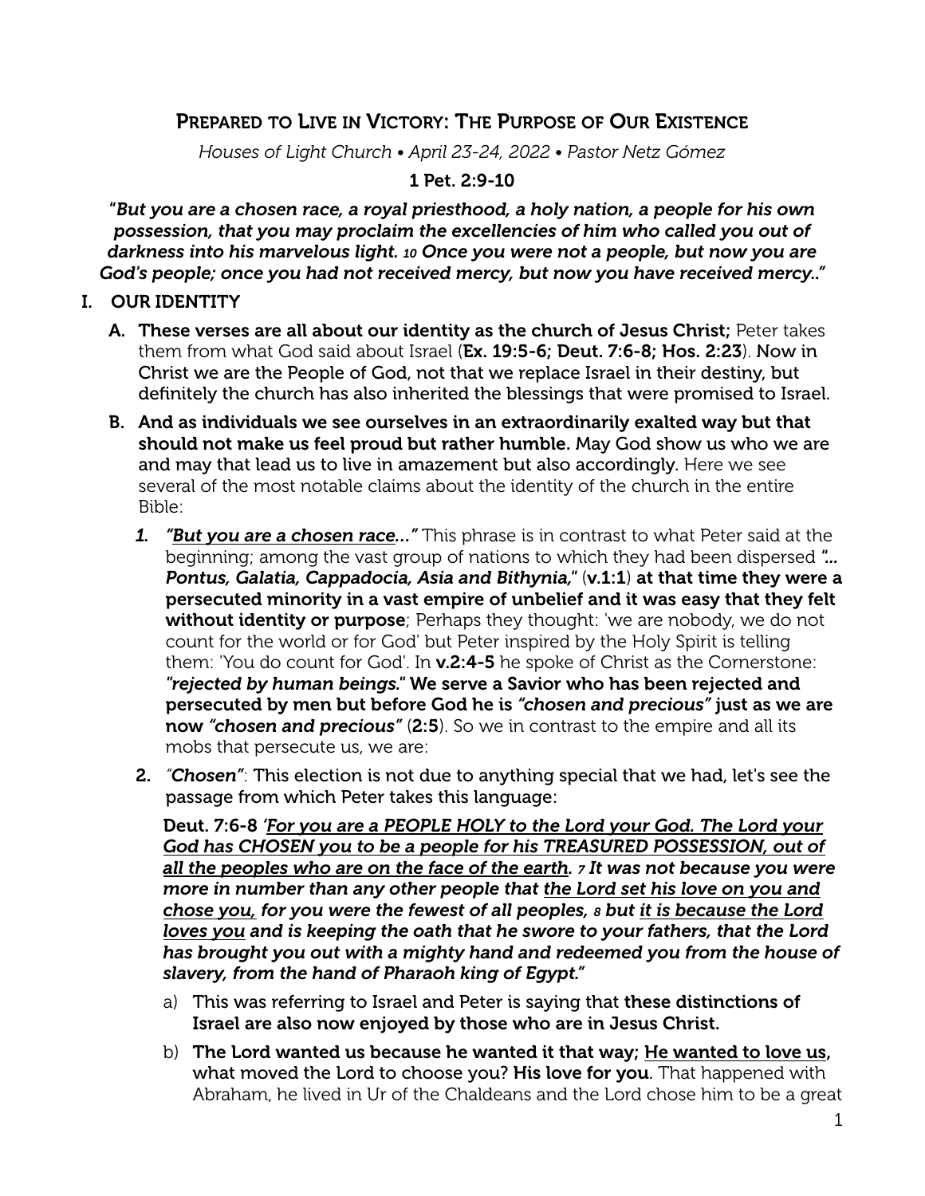# Prepared to Live in Victory: The Purpose of Our Existence

*Houses of Light Church • April 23-24, 2022 • Pastor Netz Gómez*

**1 Pet. 2:9-10**

**"*But you are a chosen race, a royal priesthood, a holy nation, a people for his own possession, that you may proclaim the excellencies of him who called you out of darkness into his marvelous light. 10 Once you were not a people, but now you are God's people; once you had not received mercy, but now you have received mercy..*"**

## I. OUR IDENTITY

**A. These verses are all about our identity as the church of Jesus Christ;** Peter takes them from what God said about Israel (**Ex. 19:5-6; Deut. 7:6-8; Hos. 2:23**). Now in Christ we are the People of God, not that we replace Israel in their destiny, but definitely the church has also inherited the blessings that were promised to Israel.

**B. And as individuals we see ourselves in an extraordinarily exalted way but that should not make us feel proud but rather humble.** May God show us who we are and may that lead us to live in amazement but also accordingly. Here we see several of the most notable claims about the identity of the church in the entire Bible:

1. ***"<u>But you are a chosen race</u>..."*** This phrase is in contrast to what Peter said at the beginning; among the vast group of nations to which they had been dispersed ***"... Pontus, Galatia, Cappadocia, Asia and Bithynia,"*** (**v.1:1**) **at that time they were a persecuted minority in a vast empire of unbelief and it was easy that they felt without identity or purpose**; Perhaps they thought: 'we are nobody, we do not count for the world or for God' but Peter inspired by the Holy Spirit is telling them: 'You do count for God'. In **v.2:4-5** he spoke of Christ as the Cornerstone: ***"rejected by human beings."*** **We serve a Savior who has been rejected and persecuted by men but before God he is *"chosen and precious"* just as we are now *"chosen and precious"*** (**2:5**). So we in contrast to the empire and all its mobs that persecute us, we are:

2. ***"Chosen"***: This election is not due to anything special that we had, let's see the passage from which Peter takes this language:

   **Deut. 7:6-8** ***'<u>For you are a PEOPLE HOLY to the Lord your God. The Lord your God has CHOSEN you to be a people for his TREASURED POSSESSION, out of all the peoples who are on the face of the earth</u>. 7 It was not because you were more in number than any other people that <u>the Lord set his love on you and chose you,</u> for you were the fewest of all peoples, 8 but <u>it is because the Lord loves you</u> and is keeping the oath that he swore to your fathers, that the Lord has brought you out with a mighty hand and redeemed you from the house of slavery, from the hand of Pharaoh king of Egypt."***

   a) This was referring to Israel and Peter is saying that **these distinctions of Israel are also now enjoyed by those who are in Jesus Christ.**

   b) **The Lord wanted us because he wanted it that way; <u>He wanted to love us</u>,** what moved the Lord to choose you? **His love for you.** That happened with Abraham, he lived in Ur of the Chaldeans and the Lord chose him to be a great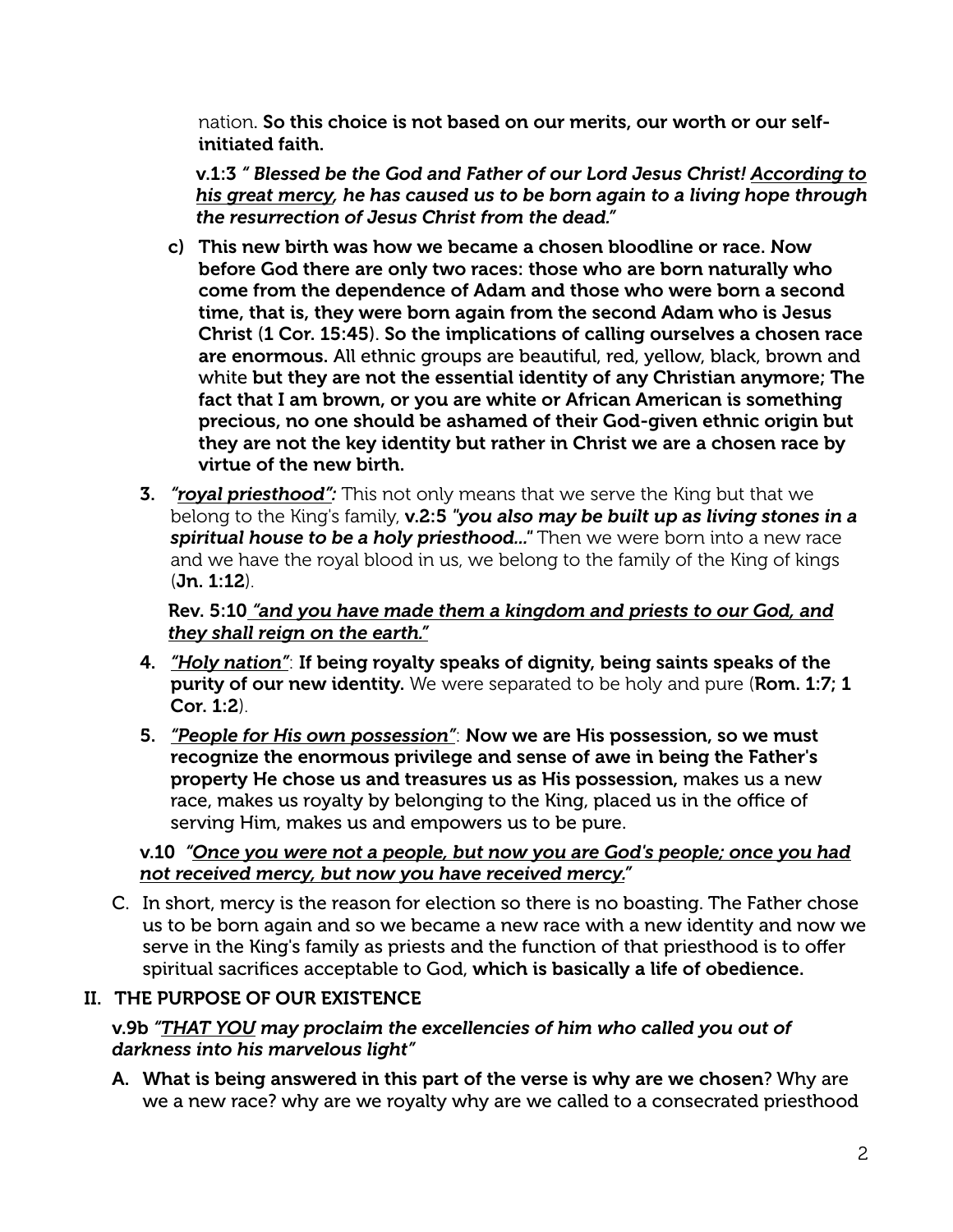nation. **So this choice is not based on our merits, our worth or our self-initiated faith.**

**v.1:3** ***" Blessed be the God and Father of our Lord Jesus Christ! <u>According to his great mercy</u>, he has caused us to be born again to a living hope through the resurrection of Jesus Christ from the dead."***

c) **This new birth was how we became a chosen bloodline or race. Now before God there are only two races: those who are born naturally who come from the dependence of Adam and those who were born a second time, that is, they were born again from the second Adam who is Jesus Christ (1 Cor. 15:45). So the implications of calling ourselves a chosen race are enormous.** All ethnic groups are beautiful, red, yellow, black, brown and white **but they are not the essential identity of any Christian anymore; The fact that I am brown, or you are white or African American is something precious, no one should be ashamed of their God-given ethnic origin but they are not the key identity but rather in Christ we are a chosen race by virtue of the new birth.**

3. ***"<u>royal priesthood</u>":*** This not only means that we serve the King but that we belong to the King's family, **v.2:5** ***"you also may be built up as living stones in a spiritual house to be a holy priesthood..."*** Then we were born into a new race and we have the royal blood in us, we belong to the family of the King of kings (**Jn. 1:12**).

   **Rev. 5:10** ***<u>"and you have made them a kingdom and priests to our God, and they shall reign on the earth."</u>***

4. ***<u>"Holy nation"</u>***: **If being royalty speaks of dignity, being saints speaks of the purity of our new identity.** We were separated to be holy and pure (**Rom. 1:7; 1 Cor. 1:2**).

5. ***<u>"People for His own possession"</u>***: **Now we are His possession, so we must recognize the enormous privilege and sense of awe in being the Father's property He chose us and treasures us as His possession,** makes us a new race, makes us royalty by belonging to the King, placed us in the office of serving Him, makes us and empowers us to be pure.

**v.10** ***<u>"Once you were not a people, but now you are God's people; once you had not received mercy, but now you have received mercy."</u>***

C. In short, mercy is the reason for election so there is no boasting. The Father chose us to be born again and so we became a new race with a new identity and now we serve in the King's family as priests and the function of that priesthood is to offer spiritual sacrifices acceptable to God, **which is basically a life of obedience.**

## II. THE PURPOSE OF OUR EXISTENCE

**v.9b** ***"<u>THAT YOU</u> may proclaim the excellencies of him who called you out of darkness into his marvelous light"***

A. **What is being answered in this part of the verse is why are we chosen**? Why are we a new race? why are we royalty why are we called to a consecrated priesthood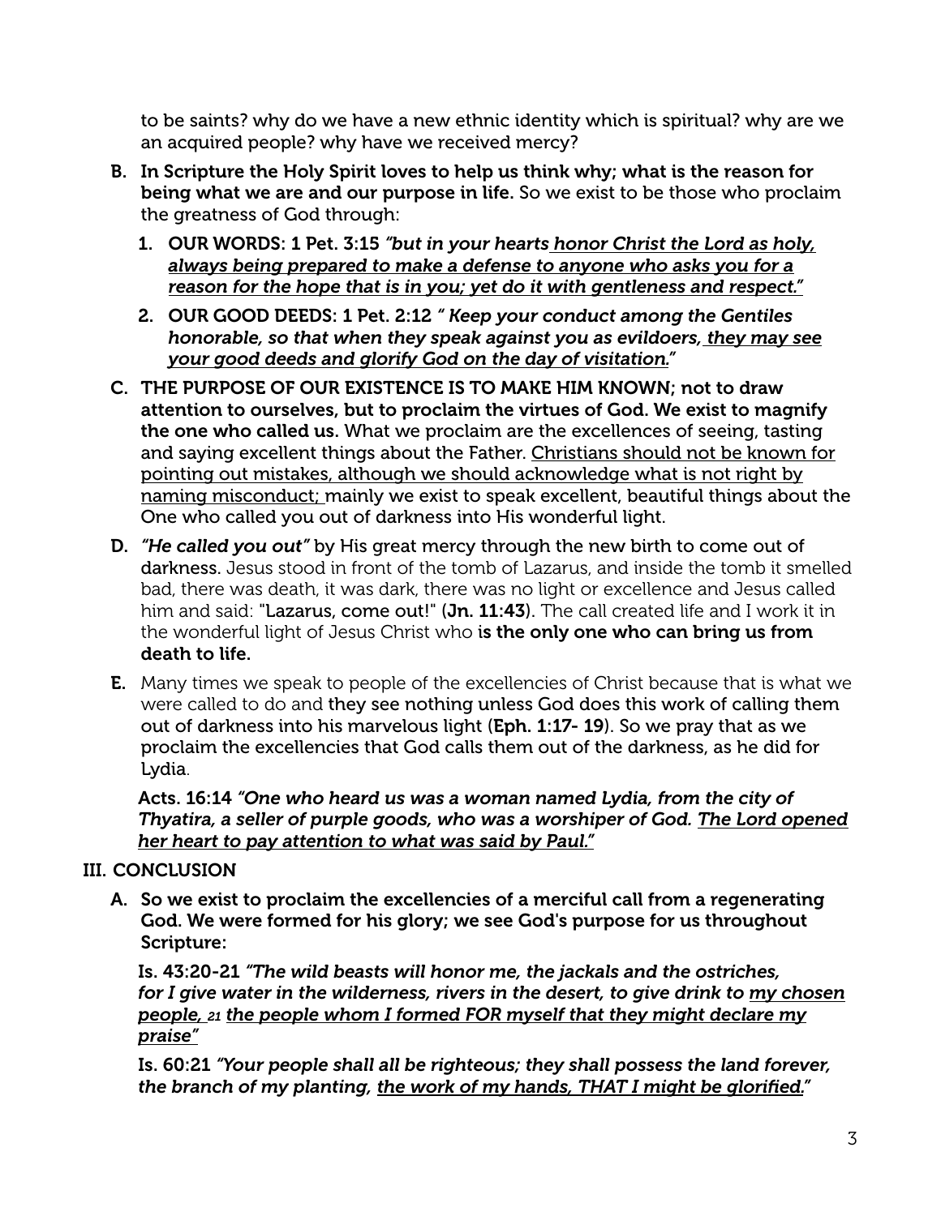to be saints? why do we have a new ethnic identity which is spiritual? why are we an acquired people? why have we received mercy?

B. **In Scripture the Holy Spirit loves to help us think why; what is the reason for being what we are and our purpose in life.** So we exist to be those who proclaim the greatness of God through:

   1. **OUR WORDS: 1 Pet. 3:15** ***"but in your hearts <u>honor Christ the Lord as holy, always being prepared to make a defense to anyone who asks you for a reason for the hope that is in you; yet do it with gentleness and respect."</u>***

   2. **OUR GOOD DEEDS: 1 Pet. 2:12** ***" Keep your conduct among the Gentiles honorable, so that when they speak against you as evildoers, <u>they may see your good deeds and glorify God on the day of visitation.</u>"***

C. **THE PURPOSE OF OUR EXISTENCE IS TO MAKE HIM KNOWN; not to draw attention to ourselves, but to proclaim the virtues of God. We exist to magnify the one who called us.** What we proclaim are the excellences of seeing, tasting and saying excellent things about the Father. <u>Christians should not be known for pointing out mistakes, although we should acknowledge what is not right by naming misconduct;</u> mainly we exist to speak excellent, beautiful things about the One who called you out of darkness into His wonderful light.

D. ***"He called you out"*** by His great mercy through the new birth to come out of **darkness.** Jesus stood in front of the tomb of Lazarus, and inside the tomb it smelled bad, there was death, it was dark, there was no light or excellence and Jesus called him and said: "**Lazarus, come out!**" (**Jn. 11:43**). The call created life and I work it in the wonderful light of Jesus Christ who **is the only one who can bring us from death to life.**

E. Many times we speak to people of the excellencies of Christ because that is what we were called to do and **they see nothing unless God does this work of calling them out of darkness into his marvelous light** (**Eph. 1:17- 19**). So we pray that as we proclaim the excellencies that God calls them out of the darkness, as he did for Lydia.

   **Acts. 16:14** ***"One who heard us was a woman named Lydia, from the city of Thyatira, a seller of purple goods, who was a worshiper of God. <u>The Lord opened her heart to pay attention to what was said by Paul.</u>"***

## III. CONCLUSION

A. **So we exist to proclaim the excellencies of a merciful call from a regenerating God. We were formed for his glory; we see God's purpose for us throughout Scripture:**

   **Is. 43:20-21** ***"The wild beasts will honor me, the jackals and the ostriches, for I give water in the wilderness, rivers in the desert, to give drink to <u>my chosen people,</u> 21 <u>the people whom I formed FOR myself that they might declare my praise"</u>***

   **Is. 60:21** ***"Your people shall all be righteous; they shall possess the land forever, the branch of my planting, <u>the work of my hands, THAT I might be glorified.</u>"***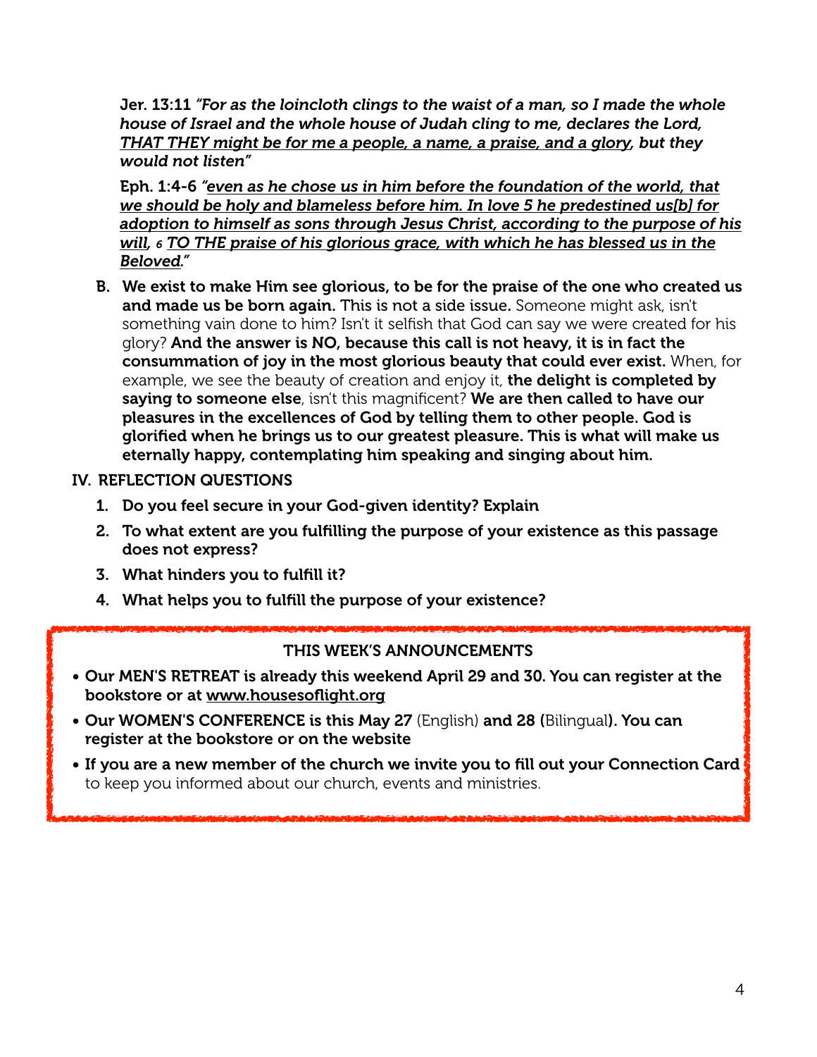**Jer. 13:11** ***"For as the loincloth clings to the waist of a man, so I made the whole house of Israel and the whole house of Judah cling to me, declares the Lord, <u>THAT THEY might be for me a people, a name, a praise, and a glory</u>, but they would not listen"***

**Eph. 1:4-6** ***"<u>even as he chose us in him before the foundation of the world, that we should be holy and blameless before him. In love 5 he predestined us[b] for adoption to himself as sons through Jesus Christ, according to the purpose of his will,</u> 6 <u>TO THE praise of his glorious grace, with which he has blessed us in the Beloved</u>."***

B. **We exist to make Him see glorious, to be for the praise of the one who created us and made us be born again.** **This is not a side issue.** Someone might ask, isn't something vain done to him? Isn't it selfish that God can say we were created for his glory? **And the answer is NO, because this call is not heavy, it is in fact the consummation of joy in the most glorious beauty that could ever exist.** When, for example, we see the beauty of creation and enjoy it, **the delight is completed by saying to someone else**, isn't this magnificent? **We are then called to have our pleasures in the excellences of God by telling them to other people. God is glorified when he brings us to our greatest pleasure. This is what will make us eternally happy, contemplating him speaking and singing about him.**

## IV. REFLECTION QUESTIONS

1. **Do you feel secure in your God-given identity? Explain**
2. **To what extent are you fulfilling the purpose of your existence as this passage does not express?**
3. **What hinders you to fulfill it?**
4. **What helps you to fulfill the purpose of your existence?**

### THIS WEEK'S ANNOUNCEMENTS

- **Our MEN'S RETREAT is already this weekend April 29 and 30. You can register at the bookstore or at <u>www.housesoflight.org</u>**
- **Our WOMEN'S CONFERENCE is this May 27** (English) **and 28 (**Bilingual**). You can register at the bookstore or on the website**
- **If you are a new member of the church we invite you to fill out your Connection Card** to keep you informed about our church, events and ministries.